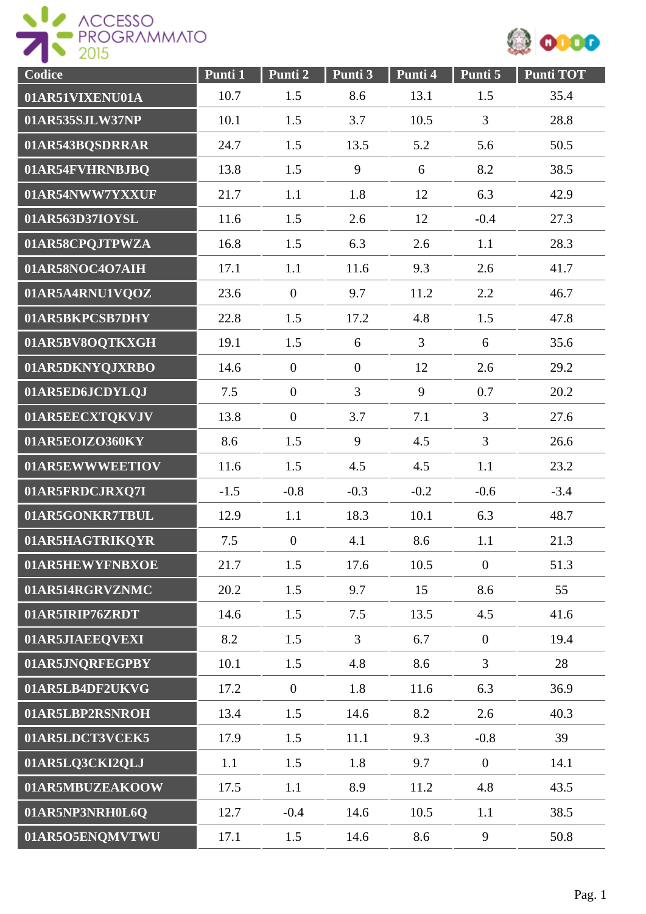ACCESSO PROGRAMMATO 2015

| Codice | Punti 1 | Punti 2 | Punti 3 | Punti 4 | Punti 5 | Punti TOT |
|---|---|---|---|---|---|---|
| 01AR51VIXENU01A | 10.7 | 1.5 | 8.6 | 13.1 | 1.5 | 35.4 |
| 01AR535SJLW37NP | 10.1 | 1.5 | 3.7 | 10.5 | 3 | 28.8 |
| 01AR543BQSDRRAR | 24.7 | 1.5 | 13.5 | 5.2 | 5.6 | 50.5 |
| 01AR54FVHRNBJBQ | 13.8 | 1.5 | 9 | 6 | 8.2 | 38.5 |
| 01AR54NWW7YXXUF | 21.7 | 1.1 | 1.8 | 12 | 6.3 | 42.9 |
| 01AR563D37IOYSL | 11.6 | 1.5 | 2.6 | 12 | -0.4 | 27.3 |
| 01AR58CPQJTPWZA | 16.8 | 1.5 | 6.3 | 2.6 | 1.1 | 28.3 |
| 01AR58NOC4O7AIH | 17.1 | 1.1 | 11.6 | 9.3 | 2.6 | 41.7 |
| 01AR5A4RNU1VQOZ | 23.6 | 0 | 9.7 | 11.2 | 2.2 | 46.7 |
| 01AR5BKPCSB7DHY | 22.8 | 1.5 | 17.2 | 4.8 | 1.5 | 47.8 |
| 01AR5BV8OQTKXGH | 19.1 | 1.5 | 6 | 3 | 6 | 35.6 |
| 01AR5DKNYQJXRBO | 14.6 | 0 | 0 | 12 | 2.6 | 29.2 |
| 01AR5ED6JCDYLQJ | 7.5 | 0 | 3 | 9 | 0.7 | 20.2 |
| 01AR5EECXTQKVJV | 13.8 | 0 | 3.7 | 7.1 | 3 | 27.6 |
| 01AR5EOIZO360KY | 8.6 | 1.5 | 9 | 4.5 | 3 | 26.6 |
| 01AR5EWWWEETIOV | 11.6 | 1.5 | 4.5 | 4.5 | 1.1 | 23.2 |
| 01AR5FRDCJRXQ7I | -1.5 | -0.8 | -0.3 | -0.2 | -0.6 | -3.4 |
| 01AR5GONKR7TBUL | 12.9 | 1.1 | 18.3 | 10.1 | 6.3 | 48.7 |
| 01AR5HAGTRIKQYR | 7.5 | 0 | 4.1 | 8.6 | 1.1 | 21.3 |
| 01AR5HEWYFNBXOE | 21.7 | 1.5 | 17.6 | 10.5 | 0 | 51.3 |
| 01AR5I4RGRVZNMC | 20.2 | 1.5 | 9.7 | 15 | 8.6 | 55 |
| 01AR5IRIP76ZRDT | 14.6 | 1.5 | 7.5 | 13.5 | 4.5 | 41.6 |
| 01AR5JIAEEQVEXI | 8.2 | 1.5 | 3 | 6.7 | 0 | 19.4 |
| 01AR5JNQRFEGPBY | 10.1 | 1.5 | 4.8 | 8.6 | 3 | 28 |
| 01AR5LB4DF2UKVG | 17.2 | 0 | 1.8 | 11.6 | 6.3 | 36.9 |
| 01AR5LBP2RSNROH | 13.4 | 1.5 | 14.6 | 8.2 | 2.6 | 40.3 |
| 01AR5LDCT3VCEK5 | 17.9 | 1.5 | 11.1 | 9.3 | -0.8 | 39 |
| 01AR5LQ3CKI2QLJ | 1.1 | 1.5 | 1.8 | 9.7 | 0 | 14.1 |
| 01AR5MBUZEAKOOW | 17.5 | 1.1 | 8.9 | 11.2 | 4.8 | 43.5 |
| 01AR5NP3NRH0L6Q | 12.7 | -0.4 | 14.6 | 10.5 | 1.1 | 38.5 |
| 01AR5O5ENQMVTWU | 17.1 | 1.5 | 14.6 | 8.6 | 9 | 50.8 |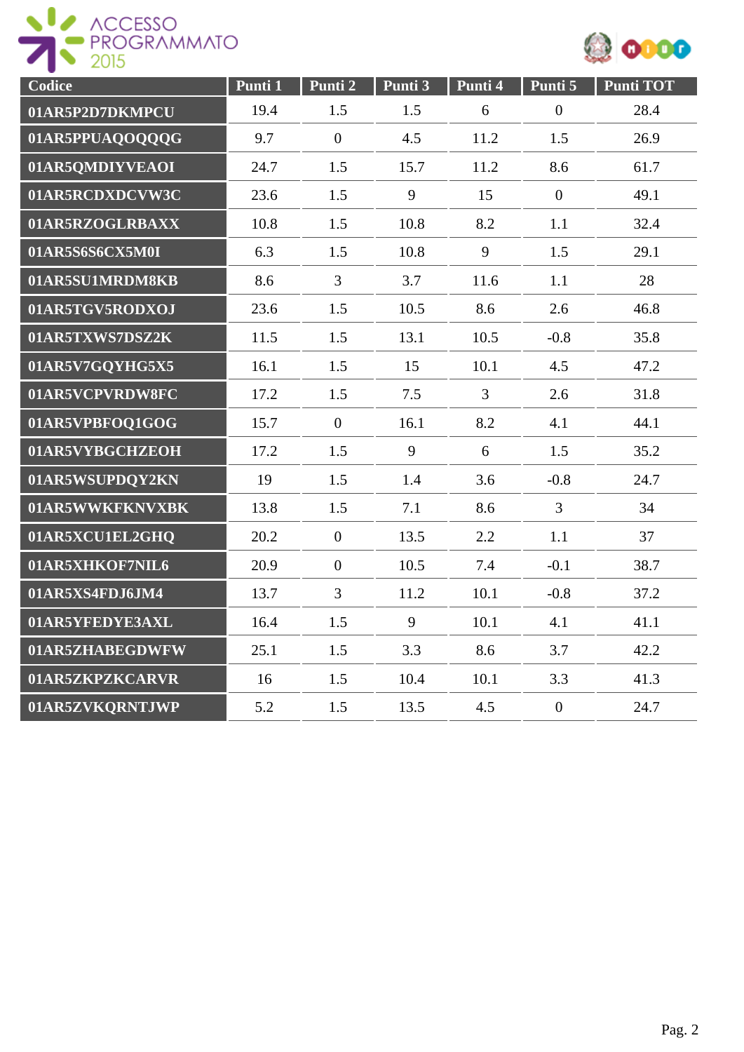| Codice | Punti 1 | Punti 2 | Punti 3 | Punti 4 | Punti 5 | Punti TOT |
|---|---|---|---|---|---|---|
| 01AR5P2D7DKMPCU | 19.4 | 1.5 | 1.5 | 6 | 0 | 28.4 |
| 01AR5PPUAQOQQQG | 9.7 | 0 | 4.5 | 11.2 | 1.5 | 26.9 |
| 01AR5QMDIYVEAOI | 24.7 | 1.5 | 15.7 | 11.2 | 8.6 | 61.7 |
| 01AR5RCDXDCVW3C | 23.6 | 1.5 | 9 | 15 | 0 | 49.1 |
| 01AR5RZOGLRBAXX | 10.8 | 1.5 | 10.8 | 8.2 | 1.1 | 32.4 |
| 01AR5S6S6CX5M0I | 6.3 | 1.5 | 10.8 | 9 | 1.5 | 29.1 |
| 01AR5SU1MRDM8KB | 8.6 | 3 | 3.7 | 11.6 | 1.1 | 28 |
| 01AR5TGV5RODXOJ | 23.6 | 1.5 | 10.5 | 8.6 | 2.6 | 46.8 |
| 01AR5TXWS7DSZ2K | 11.5 | 1.5 | 13.1 | 10.5 | -0.8 | 35.8 |
| 01AR5V7GQYHG5X5 | 16.1 | 1.5 | 15 | 10.1 | 4.5 | 47.2 |
| 01AR5VCPVRDW8FC | 17.2 | 1.5 | 7.5 | 3 | 2.6 | 31.8 |
| 01AR5VPBFOQ1GOG | 15.7 | 0 | 16.1 | 8.2 | 4.1 | 44.1 |
| 01AR5VYBGCHZEOH | 17.2 | 1.5 | 9 | 6 | 1.5 | 35.2 |
| 01AR5WSUPDQY2KN | 19 | 1.5 | 1.4 | 3.6 | -0.8 | 24.7 |
| 01AR5WWKFKNVXBK | 13.8 | 1.5 | 7.1 | 8.6 | 3 | 34 |
| 01AR5XCU1EL2GHQ | 20.2 | 0 | 13.5 | 2.2 | 1.1 | 37 |
| 01AR5XHKOF7NIL6 | 20.9 | 0 | 10.5 | 7.4 | -0.1 | 38.7 |
| 01AR5XS4FDJ6JM4 | 13.7 | 3 | 11.2 | 10.1 | -0.8 | 37.2 |
| 01AR5YFEDYE3AXL | 16.4 | 1.5 | 9 | 10.1 | 4.1 | 41.1 |
| 01AR5ZHABEGDWFW | 25.1 | 1.5 | 3.3 | 8.6 | 3.7 | 42.2 |
| 01AR5ZKPZKCARVR | 16 | 1.5 | 10.4 | 10.1 | 3.3 | 41.3 |
| 01AR5ZVKQRNTJWP | 5.2 | 1.5 | 13.5 | 4.5 | 0 | 24.7 |